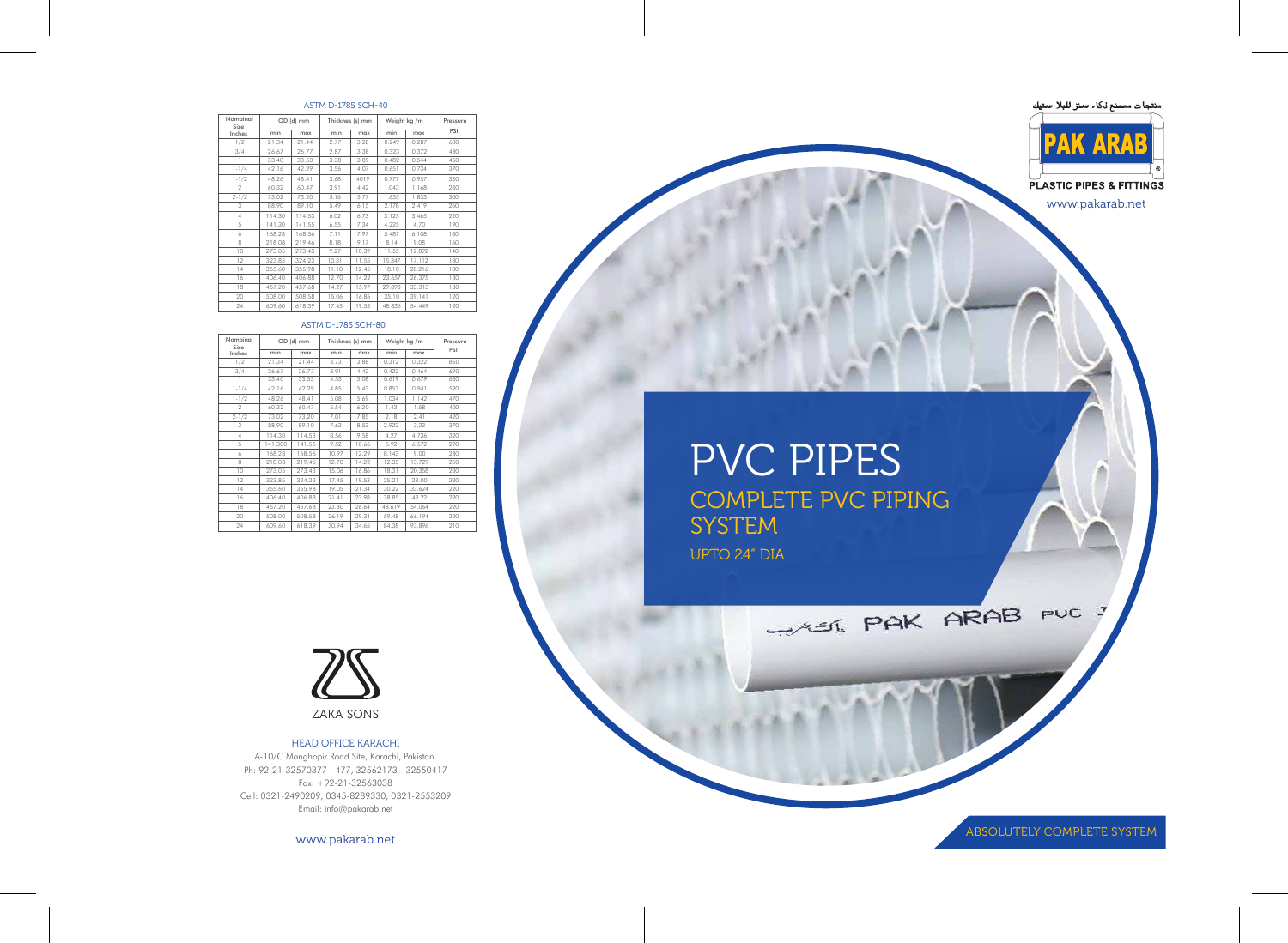## ASTM D-1785 SCH-40

| Nomainal Size Inches | OD (d) mm | | Thicknes (s) mm | | Weight kg /m | | Pressure PSI |
|---|---|---|---|---|---|---|---|
| | min | max | min | max | min | max | |
| 1/2 | 21.34 | 21.44 | 2.77 | 3.28 | 0.249 | 0.287 | 600 |
| 3/4 | 26.67 | 26.77 | 2.87 | 3.38 | 0.323 | 0.372 | 480 |
| 1 | 33.40 | 33.53 | 3.38 | 3.89 | 0.482 | 0.544 | 450 |
| 1-1/4 | 42.16 | 42.29 | 3.56 | 4.07 | 0.651 | 0.734 | 370 |
| 1-1/2 | 48.26 | 48.41 | 3.68 | 4019 | 0.777 | 0.957 | 330 |
| 2 | 60.32 | 60.47 | 3.91 | 4.42 | 1.043 | 1.168 | 280 |
| 2-1/2 | 73.02 | 73.20 | 5.16 | 5.77 | 1.655 | 1.833 | 300 |
| 3 | 88.90 | 89.10 | 5.49 | 6.15 | 2.178 | 2.419 | 260 |
| 4 | 114.30 | 114.53 | 6.02 | 6.73 | 3.125 | 3.465 | 220 |
| 5 | 141.30 | 141.55 | 6.55 | 7.34 | 4.225 | 4.70 | 190 |
| 6 | 168.28 | 168.56 | 7.11 | 7.97 | 5.487 | 6.108 | 180 |
| 8 | 218.08 | 219.46 | 8.18 | 9.17 | 8.14 | 9.08 | 160 |
| 10 | 273.05 | 273.43 | 9.27 | 10.39 | 11.55 | 12.892 | 140 |
| 12 | 323.85 | 324.23 | 10.31 | 11.55 | 15.347 | 17.112 | 130 |
| 14 | 355.60 | 355.98 | 11.10 | 12.45 | 18.10 | 20.216 | 130 |
| 16 | 406.40 | 406.88 | 12.70 | 14.22 | 23.657 | 26.375 | 130 |
| 18 | 457.20 | 457.68 | 14.27 | 15.97 | 29.893 | 33.313 | 130 |
| 20 | 508.00 | 508.58 | 15.06 | 16.86 | 35.10 | 39.141 | 120 |
| 24 | 609.60 | 618.39 | 17.45 | 19.53 | 48.836 | 54.449 | 120 |

## ASTM D-1785 SCH-80

| Nomainal Size Inches | OD (d) mm | | Thicknes (s) mm | | Weight kg /m | | Pressure PSI |
|---|---|---|---|---|---|---|---|
| | min | max | min | max | min | max | |
| 1/2 | 21.34 | 21.44 | 3.73 | 3.88 | 0.312 | 0.322 | 850 |
| 3/4 | 26.67 | 26.77 | 3.91 | 4.42 | 0.422 | 0.464 | 690 |
| 1 | 33.40 | 33.53 | 4.55 | 5.08 | 0.619 | 0.679 | 630 |
| 1-1/4 | 42.16 | 42.29 | 4.85 | 5.43 | 0.853 | 0.941 | 520 |
| 1-1/2 | 48.26 | 48.41 | 5.08 | 5.69 | 1.034 | 1.142 | 470 |
| 2 | 60.32 | 60.47 | 5.54 | 6.20 | 1.43 | 1.58 | 400 |
| 2-1/2 | 73.02 | 73.20 | 7.01 | 7.85 | 2.18 | 2.41 | 420 |
| 3 | 88.90 | 89.10 | 7.62 | 8.53 | 2.922 | 3.23 | 370 |
| 4 | 114.30 | 114.53 | 8.56 | 9.58 | 4.27 | 4.736 | 320 |
| 5 | 141.300 | 141.55 | 9.52 | 10.66 | 5.92 | 6.572 | 290 |
| 6 | 168.28 | 168.56 | 10.97 | 12.29 | 8.143 | 9.00 | 280 |
| 8 | 218.08 | 219.46 | 12.70 | 14.22 | 12.35 | 13.729 | 250 |
| 10 | 273.05 | 273.43 | 15.06 | 16.86 | 18.31 | 20.358 | 230 |
| 12 | 323.85 | 324.23 | 17.45 | 19.53 | 25.21 | 28.00 | 230 |
| 14 | 355.60 | 355.98 | 19.05 | 21.34 | 30.22 | 33.624 | 220 |
| 16 | 406.40 | 406.88 | 21.41 | 23.98 | 38.85 | 43.22 | 220 |
| 18 | 457.20 | 457.68 | 23.80 | 26.64 | 48.619 | 54.064 | 220 |
| 20 | 508.00 | 508.58 | 26.19 | 29.34 | 59.48 | 66.194 | 220 |
| 24 | 609.60 | 618.39 | 30.94 | 34.65 | 84.38 | 93.896 | 210 |

ZAKA SONS

### HEAD OFFICE KARACHI

A-10/C Manghopir Road Site, Karachi, Pakistan.
Ph: 92-21-32570377 - 477, 32562173 - 32550417
Fax: +92-21-32563038
Cell: 0321-2490209, 0345-8289330, 0321-2553209
Email: info@pakarab.net

www.pakarab.net

منتجات مصنع زكاء سنز للبلاستيك

PAK ARAB

PLASTIC PIPES & FITTINGS

www.pakarab.net

# PVC PIPES

## COMPLETE PVC PIPING SYSTEM

UPTO 24" DIA

ABSOLUTELY COMPLETE SYSTEM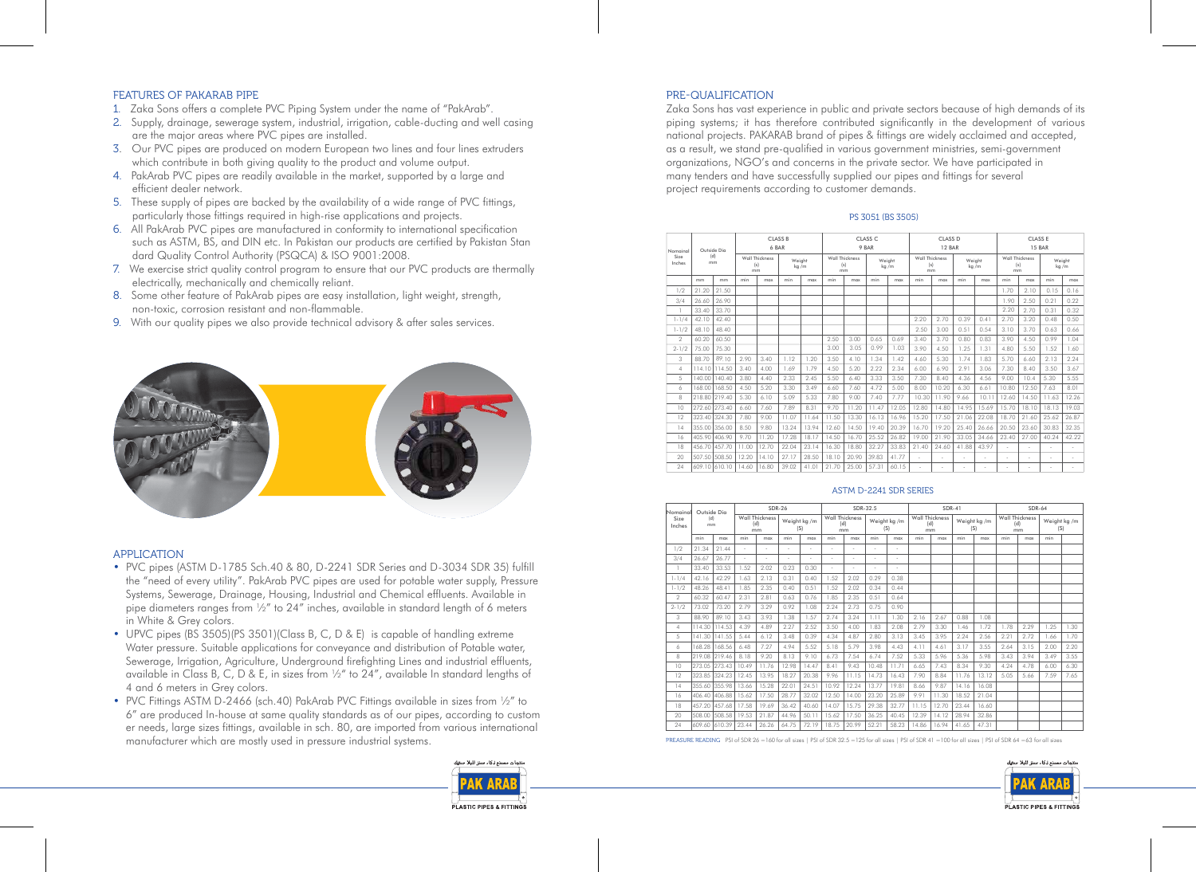## FEATURES OF PAKARAB PIPE

1. Zaka Sons offers a complete PVC Piping System under the name of "PakArab".
2. Supply, drainage, sewerage system, industrial, irrigation, cable-ducting and well casing are the major areas where PVC pipes are installed.
3. Our PVC pipes are produced on modern European two lines and four lines extruders which contribute in both giving quality to the product and volume output.
4. PakArab PVC pipes are readily available in the market, supported by a large and efficient dealer network.
5. These supply of pipes are backed by the availability of a wide range of PVC fittings, particularly those fittings required in high-rise applications and projects.
6. All PakArab PVC pipes are manufactured in conformity to international specification such as ASTM, BS, and DIN etc. In Pakistan our products are certified by Pakistan Stan dard Quality Control Authority (PSQCA) & ISO 9001:2008.
7. We exercise strict quality control program to ensure that our PVC products are thermally electrically, mechanically and chemically reliant.
8. Some other feature of PakArab pipes are easy installation, light weight, strength, non-toxic, corrosion resistant and non-flammable.
9. With our quality pipes we also provide technical advisory & after sales services.

## APPLICATION

- PVC pipes (ASTM D-1785 Sch.40 & 80, D-2241 SDR Series and D-3034 SDR 35) fulfill the "need of every utility". PakArab PVC pipes are used for potable water supply, Pressure Systems, Sewerage, Drainage, Housing, Industrial and Chemical effluents. Available in pipe diameters ranges from ½" to 24" inches, available in standard length of 6 meters in White & Grey colors.
- UPVC pipes (BS 3505)(PS 3501)(Class B, C, D & E) is capable of handling extreme Water pressure. Suitable applications for conveyance and distribution of Potable water, Sewerage, Irrigation, Agriculture, Underground firefighting Lines and industrial effluents, available in Class B, C, D & E, in sizes from ½" to 24", available In standard lengths of 4 and 6 meters in Grey colors.
- PVC Fittings ASTM D-2466 (sch.40) PakArab PVC Fittings available in sizes from ½" to 6" are produced In-house at same quality standards as of our pipes, according to custom er needs, large sizes fittings, available in sch. 80, are imported from various international manufacturer which are mostly used in pressure industrial systems.

## PRE-QUALIFICATION

Zaka Sons has vast experience in public and private sectors because of high demands of its piping systems; it has therefore contributed significantly in the development of various national projects. PAKARAB brand of pipes & fittings are widely acclaimed and accepted, as a result, we stand pre-qualified in various government ministries, semi-government organizations, NGO's and concerns in the private sector. We have participated in many tenders and have successfully supplied our pipes and fittings for several project requirements according to customer demands.

### PS 3051 (BS 3505)

| Nomainal Size Inches | Outside Dia (d) mm | | CLASS B 6 BAR | | | | CLASS C 9 BAR | | | | CLASS D 12 BAR | | | | CLASS E 15 BAR | | | |
|---|---|---|---|---|---|---|---|---|---|---|---|---|---|---|---|---|---|---|
| | | | Wall Thickness (s) mm | | Weight kg /m | | Wall Thickness (s) mm | | Weight kg /m | | Wall Thickness (s) mm | | Weight kg /m | | Wall Thickness (s) mm | | Weight kg /m | |
| | mm | mm | min | max | min | max | min | max | min | max | min | max | min | max | min | max | min | max |
| 1/2 | 21.20 | 21.50 | | | | | | | | | | | | | 1.70 | 2.10 | 0.15 | 0.16 |
| 3/4 | 26.60 | 26.90 | | | | | | | | | | | | | 1.90 | 2.50 | 0.21 | 0.22 |
| 1 | 33.40 | 33.70 | | | | | | | | | | | | | 2.20 | 2.70 | 0.31 | 0.32 |
| 1-1/4 | 42.10 | 42.40 | | | | | | | | | 2.20 | 2.70 | 0.39 | 0.41 | 2.70 | 3.20 | 0.48 | 0.50 |
| 1-1/2 | 48.10 | 48.40 | | | | | | | | | 2.50 | 3.00 | 0.51 | 0.54 | 3.10 | 3.70 | 0.63 | 0.66 |
| 2 | 60.20 | 60.50 | | | | | 2.50 | 3.00 | 0.65 | 0.69 | 3.40 | 3.70 | 0.80 | 0.83 | 3.90 | 4.50 | 0.99 | 1.04 |
| 2-1/2 | 75.00 | 75.30 | | | | | 3.00 | 3.05 | 0.99 | 1.03 | 3.90 | 4.50 | 1.25 | 1.31 | 4.80 | 5.50 | 1.52 | 1.60 |
| 3 | 88.70 | 89.10 | 2.90 | 3.40 | 1.12 | 1.20 | 3.50 | 4.10 | 1.34 | 1.42 | 4.60 | 5.30 | 1.74 | 1.83 | 5.70 | 6.60 | 2.13 | 2.24 |
| 4 | 114.10 | 114.50 | 3.40 | 4.00 | 1.69 | 1.79 | 4.50 | 5.20 | 2.22 | 2.34 | 6.00 | 6.90 | 2.91 | 3.06 | 7.30 | 8.40 | 3.50 | 3.67 |
| 5 | 140.00 | 140.40 | 3.80 | 4.40 | 2.33 | 2.45 | 5.50 | 6.40 | 3.33 | 3.50 | 7.30 | 8.40 | 4.36 | 4.56 | 9.00 | 10.4 | 5.30 | 5.55 |
| 6 | 168.00 | 168.50 | 4.50 | 5.20 | 3.30 | 3.49 | 6.60 | 7.60 | 4.72 | 5.00 | 8.00 | 10.20 | 6.30 | 6.61 | 10.80 | 12.50 | 7.63 | 8.01 |
| 8 | 218.80 | 219.40 | 5.30 | 6.10 | 5.09 | 5.33 | 7.80 | 9.00 | 7.40 | 7.77 | 10.30 | 11.90 | 9.66 | 10.11 | 12.60 | 14.50 | 11.63 | 12.26 |
| 10 | 272.60 | 273.40 | 6.60 | 7.60 | 7.89 | 8.31 | 9.70 | 11.20 | 11.47 | 12.05 | 12.80 | 14.80 | 14.95 | 15.69 | 15.70 | 18.10 | 18.13 | 19.03 |
| 12 | 323.40 | 324.30 | 7.80 | 9.00 | 11.07 | 11.64 | 11.50 | 13.30 | 16.13 | 16.96 | 15.20 | 17.50 | 21.06 | 22.08 | 18.70 | 21.60 | 25.62 | 26.87 |
| 14 | 355.00 | 356.00 | 8.50 | 9.80 | 13.24 | 13.94 | 12.60 | 14.50 | 19.40 | 20.39 | 16.70 | 19.20 | 25.40 | 26.66 | 20.50 | 23.60 | 30.83 | 32.35 |
| 16 | 405.90 | 406.90 | 9.70 | 11.20 | 17.28 | 18.17 | 14.50 | 16.70 | 25.52 | 26.82 | 19.00 | 21.90 | 33.05 | 34.66 | 23.40 | 27.00 | 40.24 | 42.22 |
| 18 | 456.70 | 457.70 | 11.00 | 12.70 | 22.04 | 23.14 | 16.30 | 18.80 | 32.27 | 33.83 | 21.40 | 24.60 | 41.88 | 43.97 | - | - | - | - |
| 20 | 507.50 | 508.50 | 12.20 | 14.10 | 27.17 | 28.50 | 18.10 | 20.90 | 39.83 | 41.77 | - | - | - | - | - | - | - | - |
| 24 | 609.10 | 610.10 | 14.60 | 16.80 | 39.02 | 41.01 | 21.70 | 25.00 | 57.31 | 60.15 | - | - | - | - | - | - | - | - |

### ASTM D-2241 SDR SERIES

| Nomainal Size Inches | Outside Dia (d) mm | | SDR-26 | | | | SDR-32.5 | | | | SDR-41 | | | | SDR-64 | | | |
|---|---|---|---|---|---|---|---|---|---|---|---|---|---|---|---|---|---|---|
| | | | Wall Thickness (d) mm | | Weight kg /m (S) | | Wall Thickness (d) mm | | Weight kg /m (S) | | Wall Thickness (d) mm | | Weight kg /m (S) | | Wall Thickness (d) mm | | Weight kg /m (S) | |
| | min | max | min | max | min | max | min | max | min | max | min | max | min | max | min | max | min | |
| 1/2 | 21.34 | 21.44 | - | - | - | - | - | - | - | - | | | | | | | | |
| 3/4 | 26.67 | 26.77 | - | - | - | - | - | - | - | - | | | | | | | | |
| 1 | 33.40 | 33.53 | 1.52 | 2.02 | 0.23 | 0.30 | - | - | - | - | | | | | | | | |
| 1-1/4 | 42.16 | 42.29 | 1.63 | 2.13 | 0.31 | 0.40 | 1.52 | 2.02 | 0.29 | 0.38 | | | | | | | | |
| 1-1/2 | 48.26 | 48.41 | 1.85 | 2.35 | 0.40 | 0.51 | 1.52 | 2.02 | 0.34 | 0.44 | | | | | | | | |
| 2 | 60.32 | 60.47 | 2.31 | 2.81 | 0.63 | 0.76 | 1.85 | 2.35 | 0.51 | 0.64 | | | | | | | | |
| 2-1/2 | 73.02 | 73.20 | 2.79 | 3.29 | 0.92 | 1.08 | 2.24 | 2.73 | 0.75 | 0.90 | | | | | | | | |
| 3 | 88.90 | 89.10 | 3.43 | 3.93 | 1.38 | 1.57 | 2.74 | 3.24 | 1.11 | 1.30 | 2.16 | 2.67 | 0.88 | 1.08 | | | | |
| 4 | 114.30 | 114.53 | 4.39 | 4.89 | 2.27 | 2.52 | 3.50 | 4.00 | 1.83 | 2.08 | 2.79 | 3.30 | 1.46 | 1.72 | 1.78 | 2.29 | 1.25 | 1.30 |
| 5 | 141.30 | 141.55 | 5.44 | 6.12 | 3.48 | 0.39 | 4.34 | 4.87 | 2.80 | 3.13 | 3.45 | 3.95 | 2.24 | 2.56 | 2.21 | 2.72 | 1.66 | 1.70 |
| 6 | 168.28 | 168.56 | 6.48 | 7.27 | 4.94 | 5.52 | 5.18 | 5.79 | 3.98 | 4.43 | 4.11 | 4.61 | 3.17 | 3.55 | 2.64 | 3.15 | 2.00 | 2.20 |
| 8 | 219.08 | 219.46 | 8.18 | 9.20 | 8.13 | 9.10 | 6.73 | 7.54 | 6.74 | 7.52 | 5.33 | 5.96 | 5.36 | 5.98 | 3.43 | 3.94 | 3.49 | 3.55 |
| 10 | 273.05 | 273.43 | 10.49 | 11.76 | 12.98 | 14.47 | 8.41 | 9.43 | 10.48 | 11.71 | 6.65 | 7.43 | 8.34 | 9.30 | 4.24 | 4.78 | 6.00 | 6.30 |
| 12 | 323.85 | 324.23 | 12.45 | 13.95 | 18.27 | 20.38 | 9.96 | 11.15 | 14.73 | 16.43 | 7.90 | 8.84 | 11.76 | 13.12 | 5.05 | 5.66 | 7.59 | 7.65 |
| 14 | 355.60 | 355.98 | 13.66 | 15.28 | 22.01 | 24.51 | 10.92 | 12.24 | 13.77 | 19.81 | 8.66 | 9.87 | 14.16 | 16.08 | | | | |
| 16 | 406.40 | 406.88 | 15.62 | 17.50 | 28.77 | 32.02 | 12.50 | 14.00 | 23.20 | 25.89 | 9.91 | 11.30 | 18.52 | 21.04 | | | | |
| 18 | 457.20 | 457.68 | 17.58 | 19.69 | 36.42 | 40.60 | 14.07 | 15.75 | 29.38 | 32.77 | 11.15 | 12.70 | 23.44 | 16.60 | | | | |
| 20 | 508.00 | 508.58 | 19.53 | 21.87 | 44.96 | 50.11 | 15.62 | 17.50 | 36.25 | 40.45 | 12.39 | 14.12 | 28.94 | 32.86 | | | | |
| 24 | 609.60 | 610.39 | 23.44 | 26.26 | 64.75 | 72.19 | 18.75 | 20.99 | 52.21 | 58.23 | 14.86 | 16.94 | 41.65 | 47.31 | | | | |

PREASURE READING PSI of SDR 26 =160 for all sizes | PSI of SDR 32.5 =125 for all sizes | PSI of SDR 41 =100 for all sizes | PSI of SDR 64 =63 for all sizes

منتجات مصنع ذكاء سنز للبلا ستيك

PAK ARAB

PLASTIC PIPES & FITTINGS